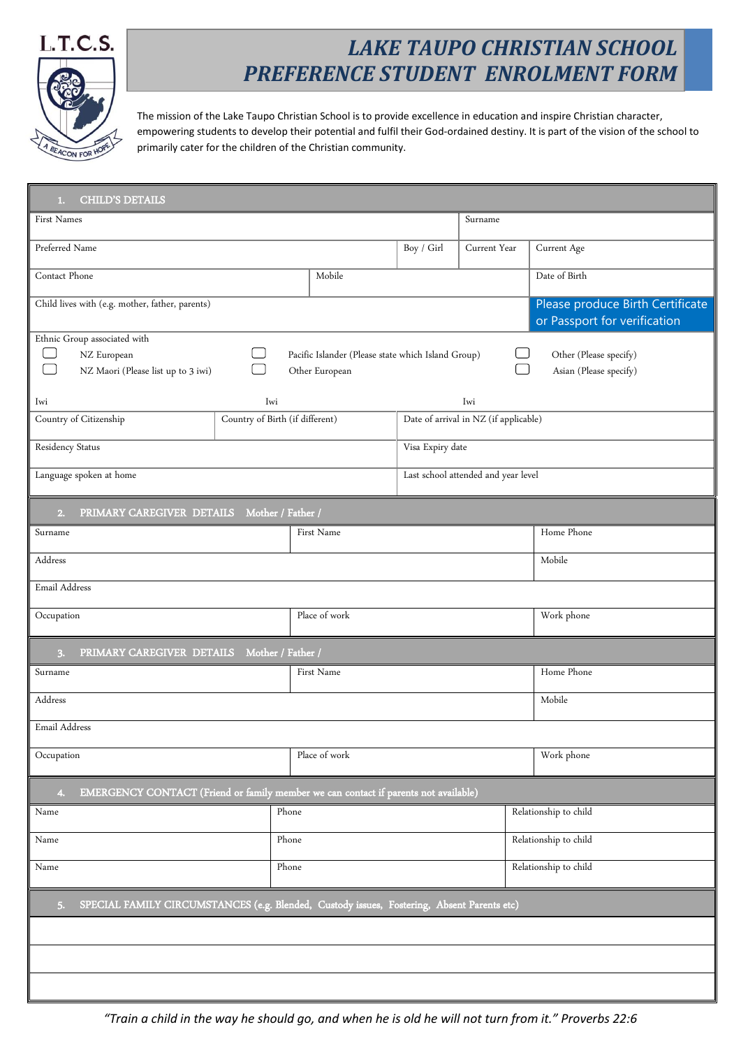L.T.C.S.

A BEACON FOR HOPE

# LAKE TAUPO CHRISTIAN SCHOOL
# PREFERENCE STUDENT ENROLMENT FORM

The mission of the Lake Taupo Christian School is to provide excellence in education and inspire Christian character, empowering students to develop their potential and fulfil their God-ordained destiny. It is part of the vision of the school to primarily cater for the children of the Christian community.

## 1. CHILD'S DETAILS

| First Names | | | Surname | |
|---|---|---|---|---|
| Preferred Name | | Boy / Girl | Current Year | Current Age |
| Contact Phone | Mobile | | | Date of Birth |
| Child lives with (e.g. mother, father, parents) | | | | Please produce Birth Certificate or Passport for verification |

Ethnic Group associated with

- ☐ NZ European
- ☐ NZ Maori (Please list up to 3 iwi)
- ☐ Pacific Islander (Please state which Island Group)
- ☐ Other European
- ☐ Other (Please specify)
- ☐ Asian (Please specify)

| Iwi | Iwi | Iwi |
|---|---|---|
| Country of Citizenship | Country of Birth (if different) | Date of arrival in NZ (if applicable) |
| Residency Status | | Visa Expiry date |
| Language spoken at home | | Last school attended and year level |

## 2. PRIMARY CAREGIVER DETAILS Mother / Father /

| Surname | First Name | Home Phone |
|---|---|---|
| Address | | Mobile |
| Email Address | | |
| Occupation | Place of work | Work phone |

## 3. PRIMARY CAREGIVER DETAILS Mother / Father /

| Surname | First Name | Home Phone |
|---|---|---|
| Address | | Mobile |
| Email Address | | |
| Occupation | Place of work | Work phone |

## 4. EMERGENCY CONTACT (Friend or family member we can contact if parents not available)

| Name | Phone | Relationship to child |
|---|---|---|
| Name | Phone | Relationship to child |
| Name | Phone | Relationship to child |

## 5. SPECIAL FAMILY CIRCUMSTANCES (e.g. Blended, Custody issues, Fostering, Absent Parents etc)

*"Train a child in the way he should go, and when he is old he will not turn from it." Proverbs 22:6*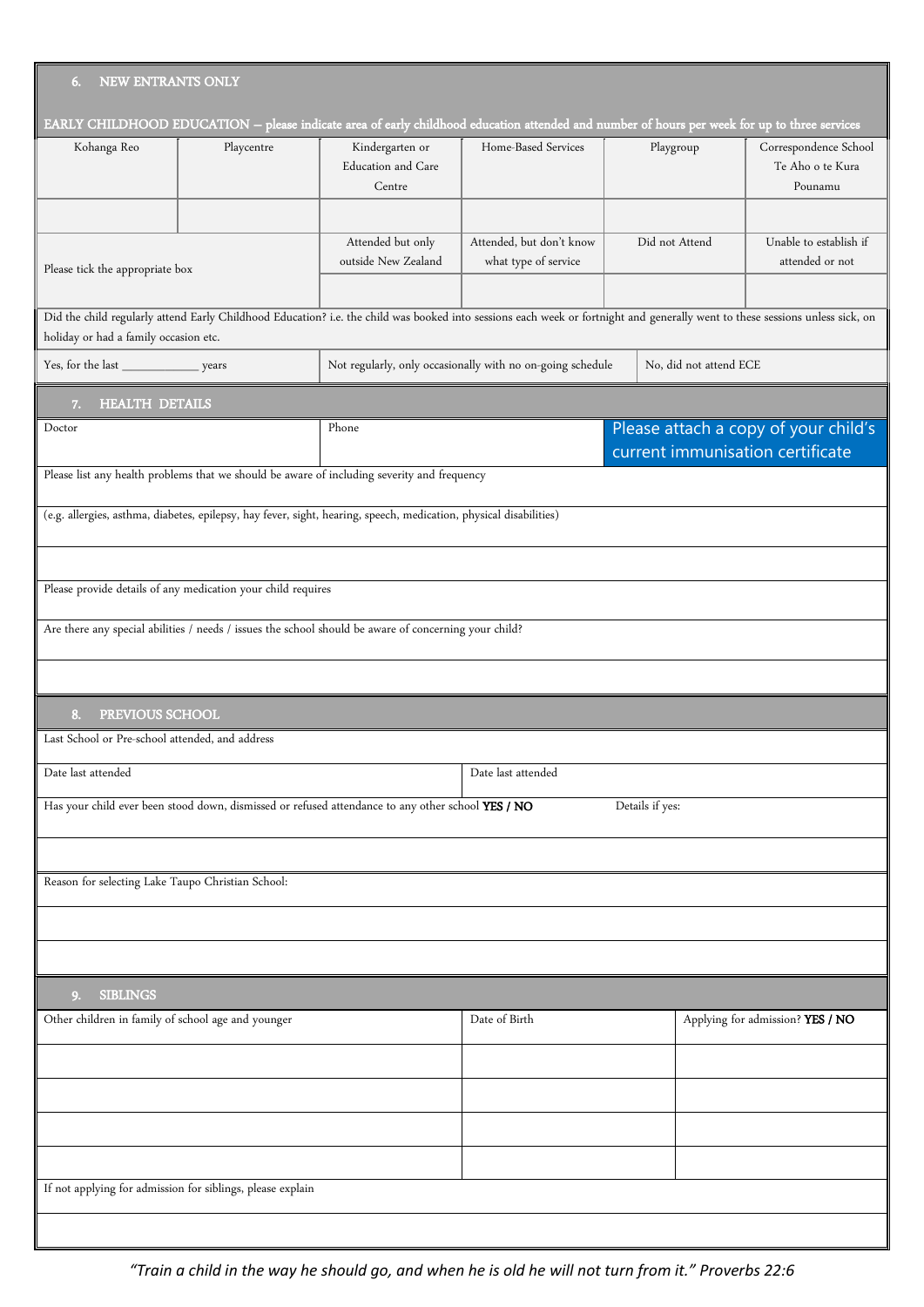## 6. NEW ENTRANTS ONLY

**EARLY CHILDHOOD EDUCATION – please indicate area of early childhood education attended and number of hours per week for up to three services**

| Kohanga Reo | Playcentre | Kindergarten or Education and Care Centre | Home-Based Services | Playgroup | Correspondence School Te Aho o te Kura Pounamu |
|---|---|---|---|---|---|
| | | | | | |
| Please tick the appropriate box | | Attended but only outside New Zealand | Attended, but don't know what type of service | Did not Attend | Unable to establish if attended or not |
| | | | | | |

Did the child regularly attend Early Childhood Education? i.e. the child was booked into sessions each week or fortnight and generally went to these sessions unless sick, on holiday or had a family occasion etc.

| Yes, for the last _____________ years | Not regularly, only occasionally with no on-going schedule | No, did not attend ECE |
|---|---|---|

## 7. HEALTH DETAILS

| Doctor | Phone | Please attach a copy of your child's current immunisation certificate |
|---|---|---|

Please list any health problems that we should be aware of including severity and frequency

(e.g. allergies, asthma, diabetes, epilepsy, hay fever, sight, hearing, speech, medication, physical disabilities)

Please provide details of any medication your child requires

Are there any special abilities / needs / issues the school should be aware of concerning your child?

## 8. PREVIOUS SCHOOL

Last School or Pre-school attended, and address

| Date last attended | Date last attended |
|---|---|

Has your child ever been stood down, dismissed or refused attendance to any other school **YES / NO** Details if yes:

Reason for selecting Lake Taupo Christian School:

## 9. SIBLINGS

| Other children in family of school age and younger | Date of Birth | Applying for admission? **YES / NO** |
|---|---|---|
| | | |
| | | |
| | | |
| | | |

If not applying for admission for siblings, please explain

*"Train a child in the way he should go, and when he is old he will not turn from it." Proverbs 22:6*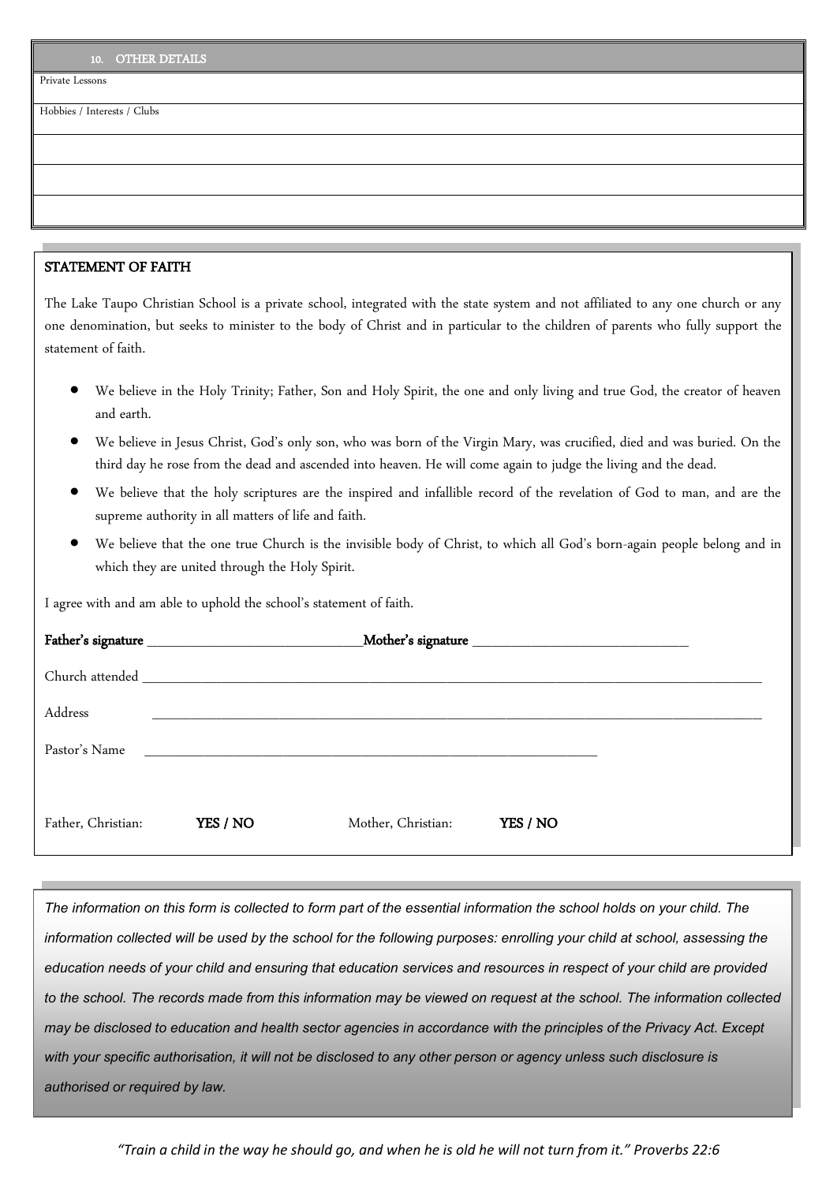## 10. OTHER DETAILS

| |
|---|
| Private Lessons |
| Hobbies / Interests / Clubs |
| |
| |
| |

**STATEMENT OF FAITH**

The Lake Taupo Christian School is a private school, integrated with the state system and not affiliated to any one church or any one denomination, but seeks to minister to the body of Christ and in particular to the children of parents who fully support the statement of faith.

- We believe in the Holy Trinity; Father, Son and Holy Spirit, the one and only living and true God, the creator of heaven and earth.
- We believe in Jesus Christ, God's only son, who was born of the Virgin Mary, was crucified, died and was buried. On the third day he rose from the dead and ascended into heaven. He will come again to judge the living and the dead.
- We believe that the holy scriptures are the inspired and infallible record of the revelation of God to man, and are the supreme authority in all matters of life and faith.
- We believe that the one true Church is the invisible body of Christ, to which all God's born-again people belong and in which they are united through the Holy Spirit.

I agree with and am able to uphold the school's statement of faith.

**Father's signature** ______________________________ **Mother's signature** ______________________________

Church attended ______________________________________________________________________________

Address ______________________________________________________________________________

Pastor's Name ______________________________________________________________

Father, Christian: **YES / NO** Mother, Christian: **YES / NO**

*The information on this form is collected to form part of the essential information the school holds on your child. The information collected will be used by the school for the following purposes: enrolling your child at school, assessing the education needs of your child and ensuring that education services and resources in respect of your child are provided to the school. The records made from this information may be viewed on request at the school. The information collected may be disclosed to education and health sector agencies in accordance with the principles of the Privacy Act. Except with your specific authorisation, it will not be disclosed to any other person or agency unless such disclosure is authorised or required by law.*

*"Train a child in the way he should go, and when he is old he will not turn from it." Proverbs 22:6*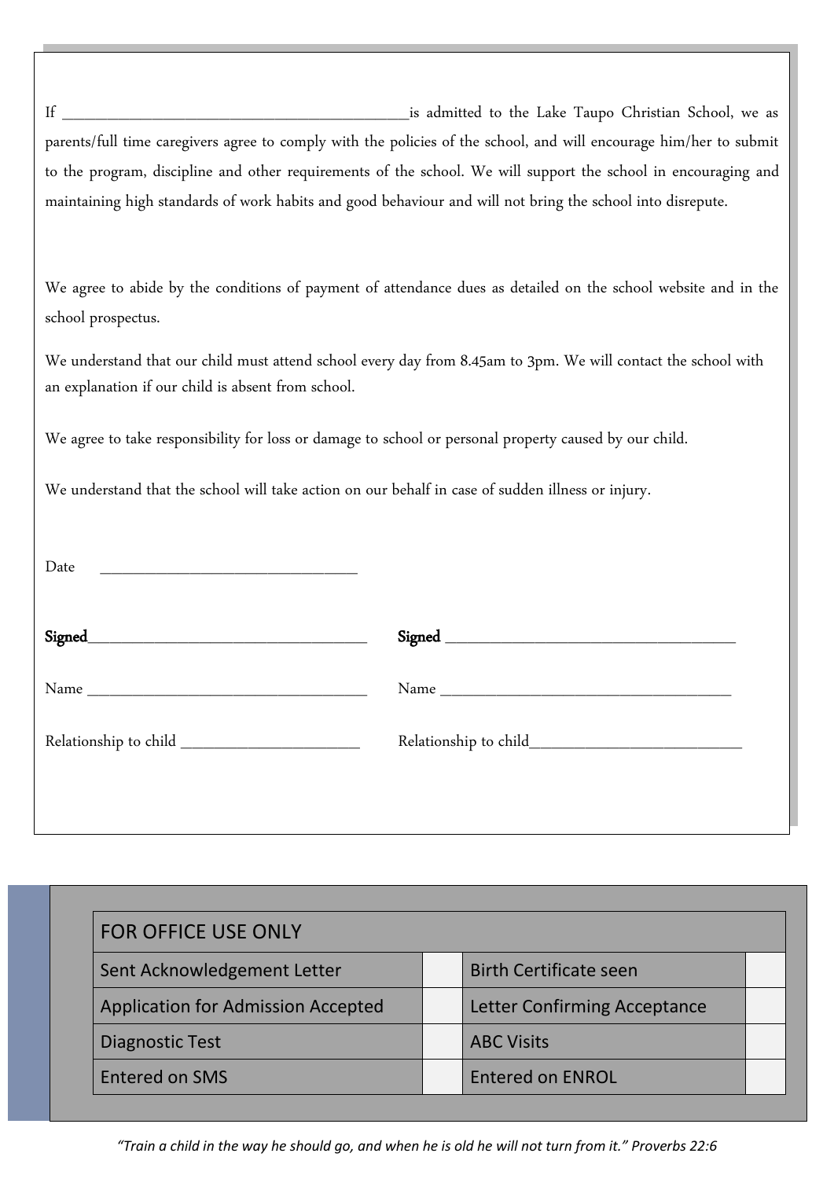If ______________________________________________is admitted to the Lake Taupo Christian School, we as parents/full time caregivers agree to comply with the policies of the school, and will encourage him/her to submit to the program, discipline and other requirements of the school. We will support the school in encouraging and maintaining high standards of work habits and good behaviour and will not bring the school into disrepute.

We agree to abide by the conditions of payment of attendance dues as detailed on the school website and in the school prospectus.

We understand that our child must attend school every day from 8.45am to 3pm. We will contact the school with an explanation if our child is absent from school.

We agree to take responsibility for loss or damage to school or personal property caused by our child.

We understand that the school will take action on our behalf in case of sudden illness or injury.

Date ___________________________________

**Signed**______________________________________ **Signed** ______________________________________

Name ______________________________________ Name ______________________________________

Relationship to child _________________________ Relationship to child_____________________________

| FOR OFFICE USE ONLY | | | |
|---|---|---|---|
| Sent Acknowledgement Letter | | Birth Certificate seen | |
| Application for Admission Accepted | | Letter Confirming Acceptance | |
| Diagnostic Test | | ABC Visits | |
| Entered on SMS | | Entered on ENROL | |

*"Train a child in the way he should go, and when he is old he will not turn from it." Proverbs 22:6*